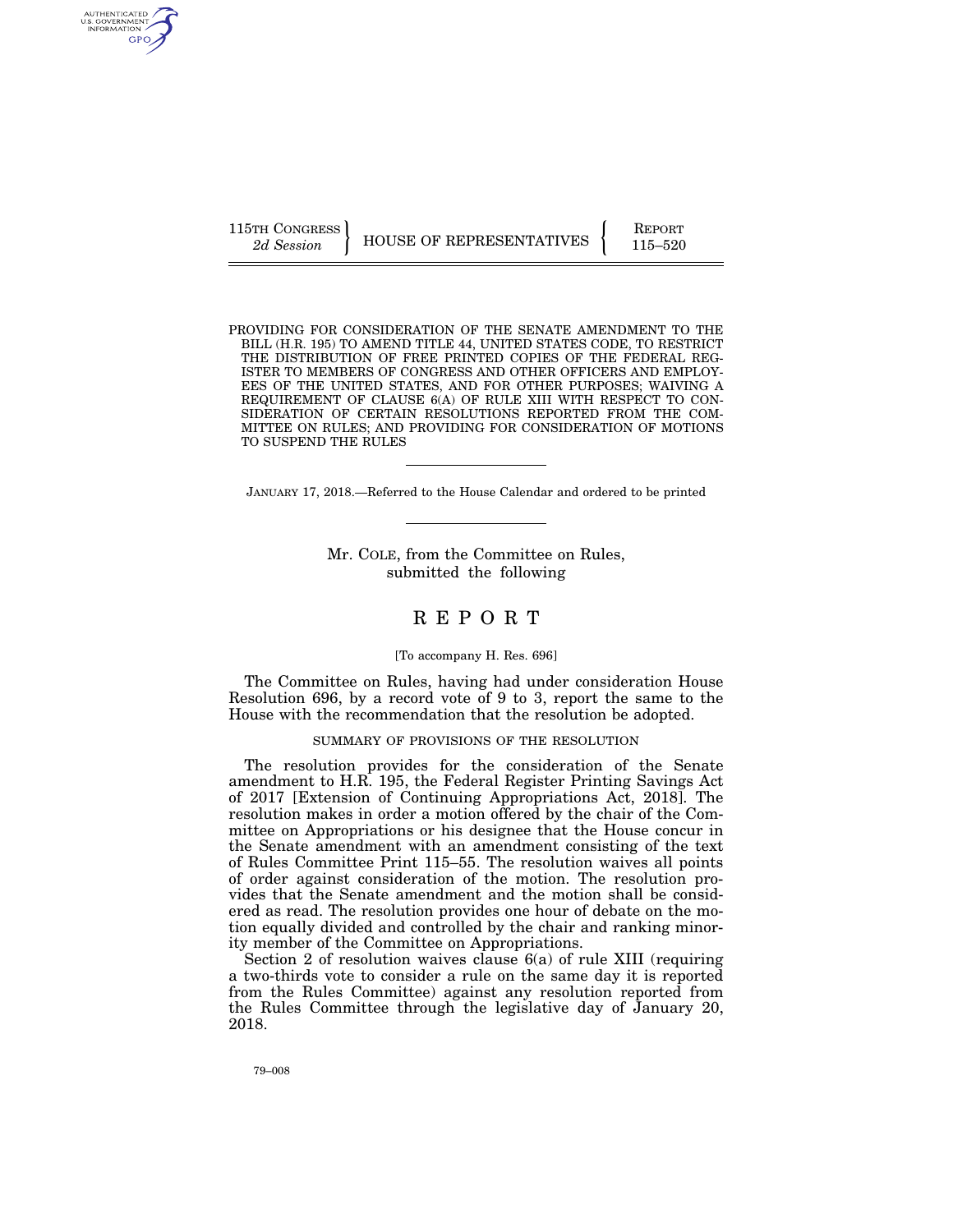115TH CONGRESS
*2d Session*

HOUSE OF REPRESENTATIVES

REPORT
115–520

PROVIDING FOR CONSIDERATION OF THE SENATE AMENDMENT TO THE BILL (H.R. 195) TO AMEND TITLE 44, UNITED STATES CODE, TO RESTRICT THE DISTRIBUTION OF FREE PRINTED COPIES OF THE FEDERAL REGISTER TO MEMBERS OF CONGRESS AND OTHER OFFICERS AND EMPLOYEES OF THE UNITED STATES, AND FOR OTHER PURPOSES; WAIVING A REQUIREMENT OF CLAUSE 6(A) OF RULE XIII WITH RESPECT TO CONSIDERATION OF CERTAIN RESOLUTIONS REPORTED FROM THE COMMITTEE ON RULES; AND PROVIDING FOR CONSIDERATION OF MOTIONS TO SUSPEND THE RULES

---

JANUARY 17, 2018.—Referred to the House Calendar and ordered to be printed

---

Mr. COLE, from the Committee on Rules, submitted the following

# REPORT

[To accompany H. Res. 696]

The Committee on Rules, having had under consideration House Resolution 696, by a record vote of 9 to 3, report the same to the House with the recommendation that the resolution be adopted.

## SUMMARY OF PROVISIONS OF THE RESOLUTION

The resolution provides for the consideration of the Senate amendment to H.R. 195, the Federal Register Printing Savings Act of 2017 [Extension of Continuing Appropriations Act, 2018]. The resolution makes in order a motion offered by the chair of the Committee on Appropriations or his designee that the House concur in the Senate amendment with an amendment consisting of the text of Rules Committee Print 115–55. The resolution waives all points of order against consideration of the motion. The resolution provides that the Senate amendment and the motion shall be considered as read. The resolution provides one hour of debate on the motion equally divided and controlled by the chair and ranking minority member of the Committee on Appropriations.

Section 2 of resolution waives clause 6(a) of rule XIII (requiring a two-thirds vote to consider a rule on the same day it is reported from the Rules Committee) against any resolution reported from the Rules Committee through the legislative day of January 20, 2018.

79–008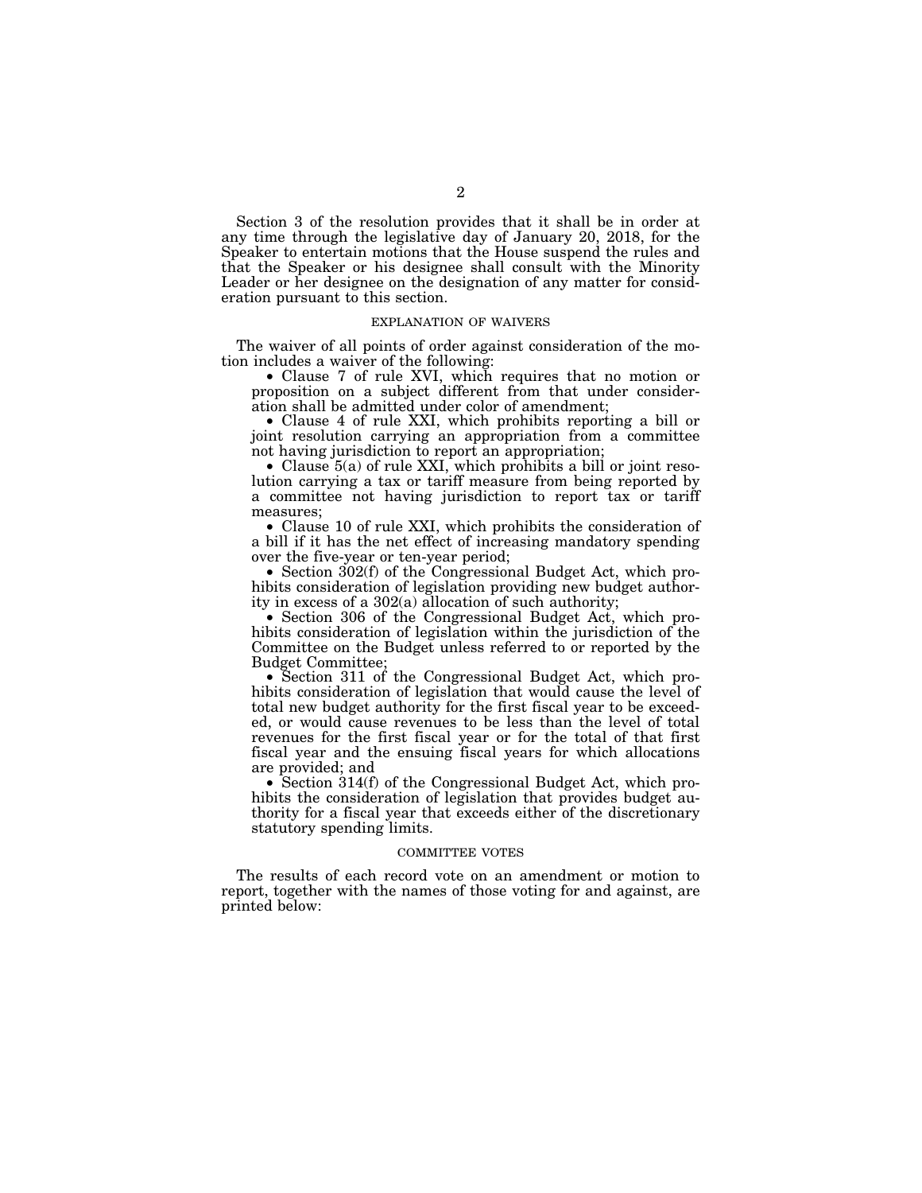Section 3 of the resolution provides that it shall be in order at any time through the legislative day of January 20, 2018, for the Speaker to entertain motions that the House suspend the rules and that the Speaker or his designee shall consult with the Minority Leader or her designee on the designation of any matter for consideration pursuant to this section.

## EXPLANATION OF WAIVERS

The waiver of all points of order against consideration of the motion includes a waiver of the following:

- Clause 7 of rule XVI, which requires that no motion or proposition on a subject different from that under consideration shall be admitted under color of amendment;
- Clause 4 of rule XXI, which prohibits reporting a bill or joint resolution carrying an appropriation from a committee not having jurisdiction to report an appropriation;
- Clause 5(a) of rule XXI, which prohibits a bill or joint resolution carrying a tax or tariff measure from being reported by a committee not having jurisdiction to report tax or tariff measures;
- Clause 10 of rule XXI, which prohibits the consideration of a bill if it has the net effect of increasing mandatory spending over the five-year or ten-year period;
- Section 302(f) of the Congressional Budget Act, which prohibits consideration of legislation providing new budget authority in excess of a 302(a) allocation of such authority;
- Section 306 of the Congressional Budget Act, which prohibits consideration of legislation within the jurisdiction of the Committee on the Budget unless referred to or reported by the Budget Committee;
- Section 311 of the Congressional Budget Act, which prohibits consideration of legislation that would cause the level of total new budget authority for the first fiscal year to be exceeded, or would cause revenues to be less than the level of total revenues for the first fiscal year or for the total of that first fiscal year and the ensuing fiscal years for which allocations are provided; and
- Section 314(f) of the Congressional Budget Act, which prohibits the consideration of legislation that provides budget authority for a fiscal year that exceeds either of the discretionary statutory spending limits.

## COMMITTEE VOTES

The results of each record vote on an amendment or motion to report, together with the names of those voting for and against, are printed below: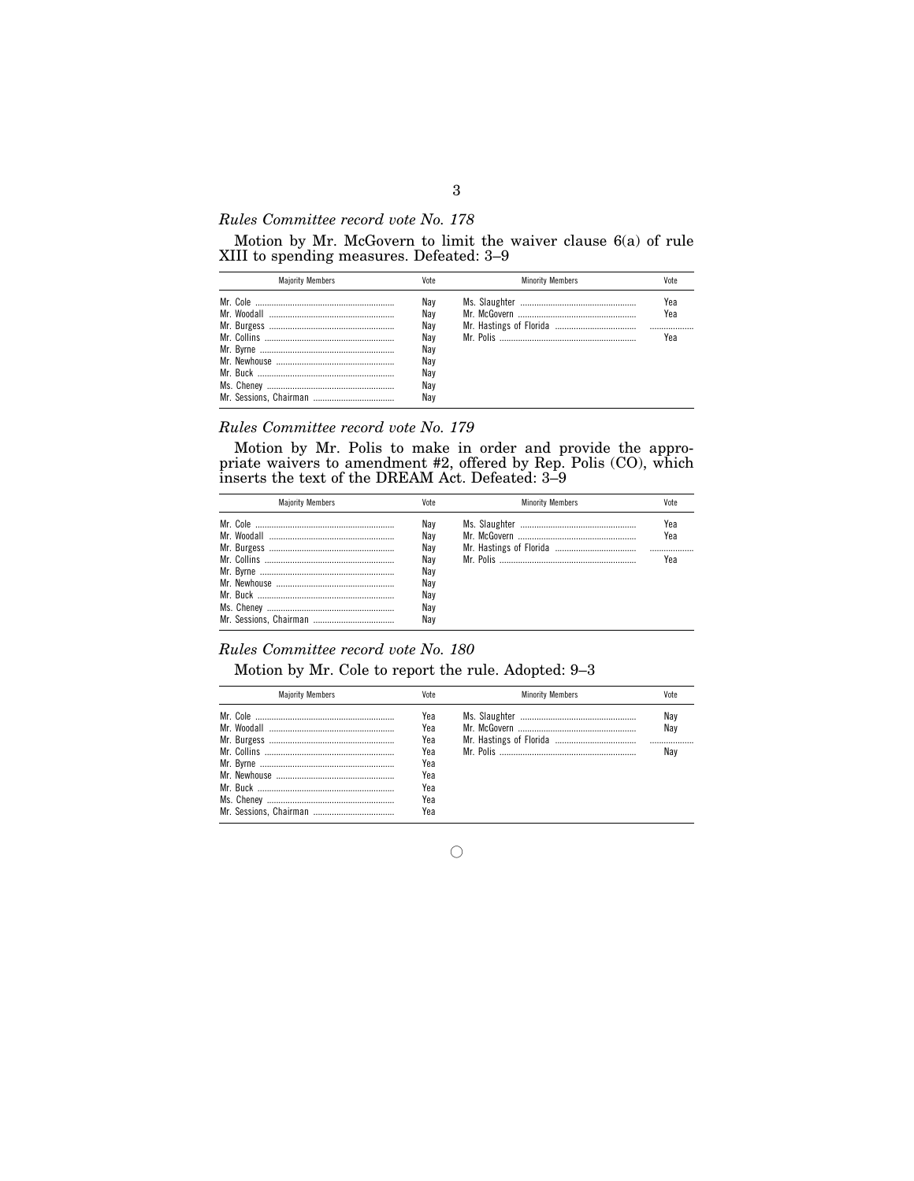*Rules Committee record vote No. 178*

Motion by Mr. McGovern to limit the waiver clause 6(a) of rule XIII to spending measures. Defeated: 3–9

| Majority Members | Vote | Minority Members | Vote |
|---|---|---|---|
| Mr. Cole | Nay | Ms. Slaughter | Yea |
| Mr. Woodall | Nay | Mr. McGovern | Yea |
| Mr. Burgess | Nay | Mr. Hastings of Florida | |
| Mr. Collins | Nay | Mr. Polis | Yea |
| Mr. Byrne | Nay | | |
| Mr. Newhouse | Nay | | |
| Mr. Buck | Nay | | |
| Ms. Cheney | Nay | | |
| Mr. Sessions, Chairman | Nay | | |

*Rules Committee record vote No. 179*

Motion by Mr. Polis to make in order and provide the appropriate waivers to amendment #2, offered by Rep. Polis (CO), which inserts the text of the DREAM Act. Defeated: 3–9

| Majority Members | Vote | Minority Members | Vote |
|---|---|---|---|
| Mr. Cole | Nay | Ms. Slaughter | Yea |
| Mr. Woodall | Nay | Mr. McGovern | Yea |
| Mr. Burgess | Nay | Mr. Hastings of Florida | |
| Mr. Collins | Nay | Mr. Polis | Yea |
| Mr. Byrne | Nay | | |
| Mr. Newhouse | Nay | | |
| Mr. Buck | Nay | | |
| Ms. Cheney | Nay | | |
| Mr. Sessions, Chairman | Nay | | |

*Rules Committee record vote No. 180*

Motion by Mr. Cole to report the rule. Adopted: 9–3

| Majority Members | Vote | Minority Members | Vote |
|---|---|---|---|
| Mr. Cole | Yea | Ms. Slaughter | Nay |
| Mr. Woodall | Yea | Mr. McGovern | Nay |
| Mr. Burgess | Yea | Mr. Hastings of Florida | |
| Mr. Collins | Yea | Mr. Polis | Nay |
| Mr. Byrne | Yea | | |
| Mr. Newhouse | Yea | | |
| Mr. Buck | Yea | | |
| Ms. Cheney | Yea | | |
| Mr. Sessions, Chairman | Yea | | |